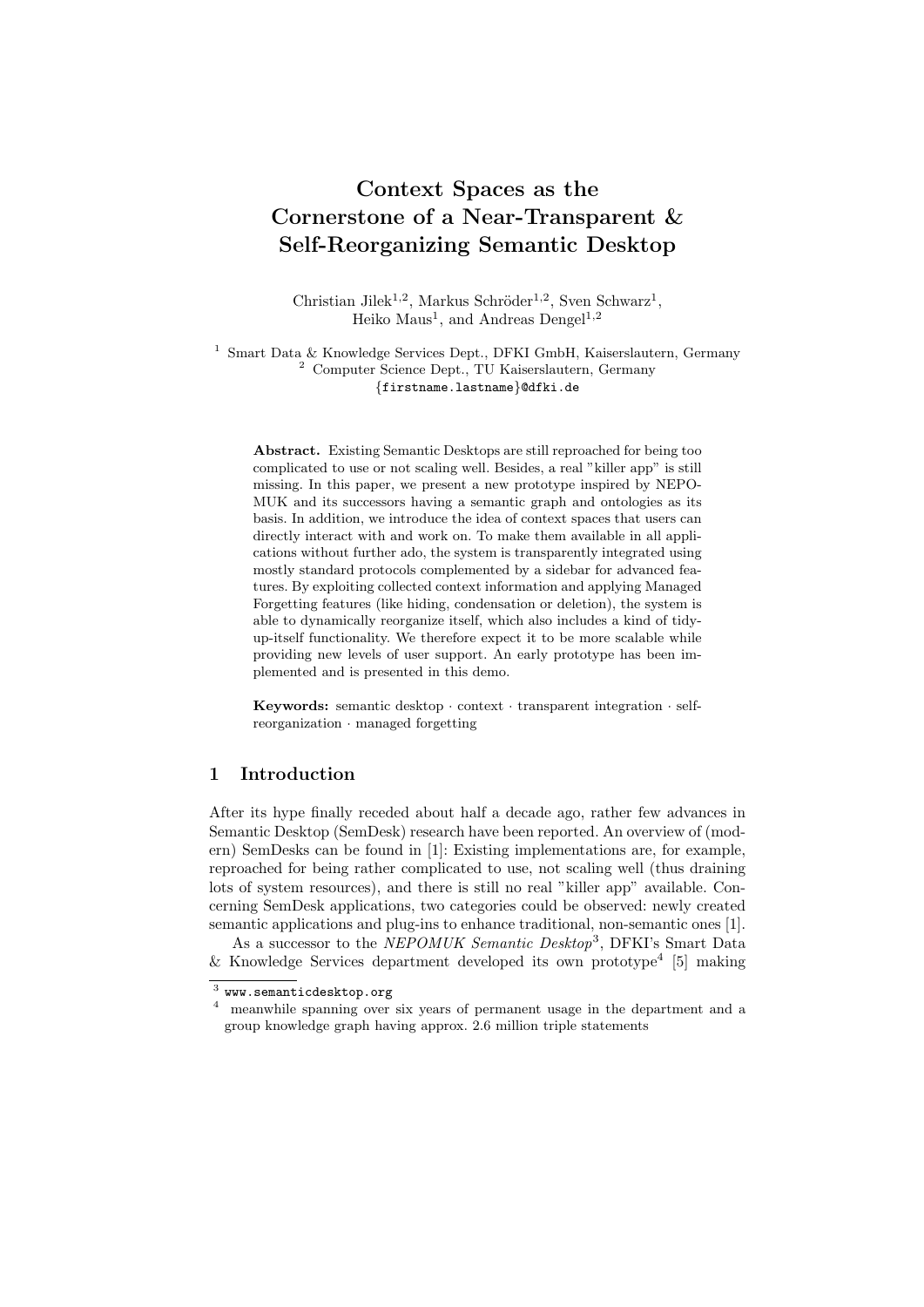# Context Spaces as the Cornerstone of a Near-Transparent & Self-Reorganizing Semantic Desktop

Christian Jilek[1,2], Markus Schröder[1,2], Sven Schwarz[1], Heiko Maus[1], and Andreas Dengel[1,2]

[1] Smart Data & Knowledge Services Dept., DFKI GmbH, Kaiserslautern, Germany
[2] Computer Science Dept., TU Kaiserslautern, Germany
{firstname.lastname}@dfki.de

**Abstract.** Existing Semantic Desktops are still reproached for being too complicated to use or not scaling well. Besides, a real "killer app" is still missing. In this paper, we present a new prototype inspired by NEPOMUK and its successors having a semantic graph and ontologies as its basis. In addition, we introduce the idea of context spaces that users can directly interact with and work on. To make them available in all applications without further ado, the system is transparently integrated using mostly standard protocols complemented by a sidebar for advanced features. By exploiting collected context information and applying Managed Forgetting features (like hiding, condensation or deletion), the system is able to dynamically reorganize itself, which also includes a kind of tidy-up-itself functionality. We therefore expect it to be more scalable while providing new levels of user support. An early prototype has been implemented and is presented in this demo.

**Keywords:** semantic desktop · context · transparent integration · self-reorganization · managed forgetting

## 1 Introduction

After its hype finally receded about half a decade ago, rather few advances in Semantic Desktop (SemDesk) research have been reported. An overview of (modern) SemDesks can be found in [1]: Existing implementations are, for example, reproached for being rather complicated to use, not scaling well (thus draining lots of system resources), and there is still no real "killer app" available. Concerning SemDesk applications, two categories could be observed: newly created semantic applications and plug-ins to enhance traditional, non-semantic ones [1].

As a successor to the *NEPOMUK Semantic Desktop*[3], DFKI's Smart Data & Knowledge Services department developed its own prototype[4] [5] making

[3] www.semanticdesktop.org

[4] meanwhile spanning over six years of permanent usage in the department and a group knowledge graph having approx. 2.6 million triple statements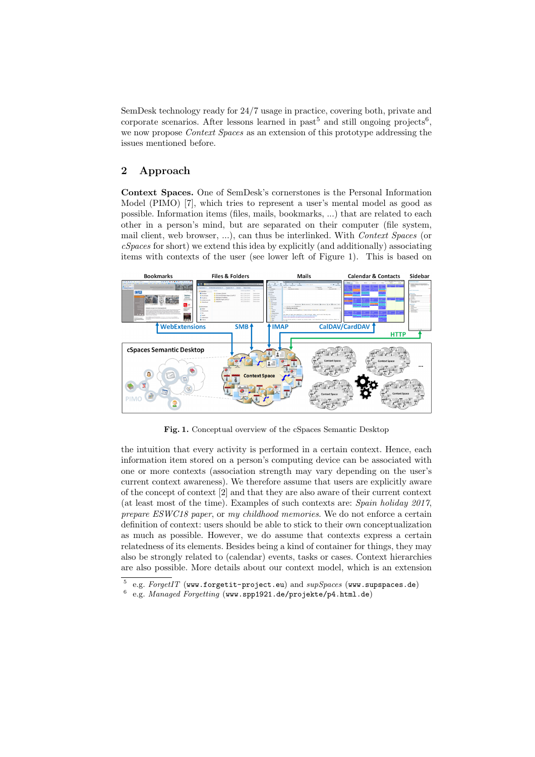SemDesk technology ready for 24/7 usage in practice, covering both, private and corporate scenarios. After lessons learned in past[5] and still ongoing projects[6], we now propose *Context Spaces* as an extension of this prototype addressing the issues mentioned before.

## 2 Approach

**Context Spaces.** One of SemDesk's cornerstones is the Personal Information Model (PIMO) [7], which tries to represent a user's mental model as good as possible. Information items (files, mails, bookmarks, ...) that are related to each other in a person's mind, but are separated on their computer (file system, mail client, web browser, ...), can thus be interlinked. With *Context Spaces* (or *cSpaces* for short) we extend this idea by explicitly (and additionally) associating items with contexts of the user (see lower left of Figure 1). This is based on the intuition that every activity is performed in a certain context. Hence, each information item stored on a person's computing device can be associated with one or more contexts (association strength may vary depending on the user's current context awareness). We therefore assume that users are explicitly aware of the concept of context [2] and that they are also aware of their current context (at least most of the time). Examples of such contexts are: *Spain holiday 2017*, *prepare ESWC18 paper*, or *my childhood memories*. We do not enforce a certain definition of context: users should be able to stick to their own conceptualization as much as possible. However, we do assume that contexts express a certain relatedness of its elements. Besides being a kind of container for things, they may also be strongly related to (calendar) events, tasks or cases. Context hierarchies are also possible. More details about our context model, which is an extension

**Fig. 1.** Conceptual overview of the cSpaces Semantic Desktop

[5] e.g. *ForgetIT* (www.forgetit-project.eu) and *supSpaces* (www.supspaces.de)

[6] e.g. *Managed Forgetting* (www.spp1921.de/projekte/p4.html.de)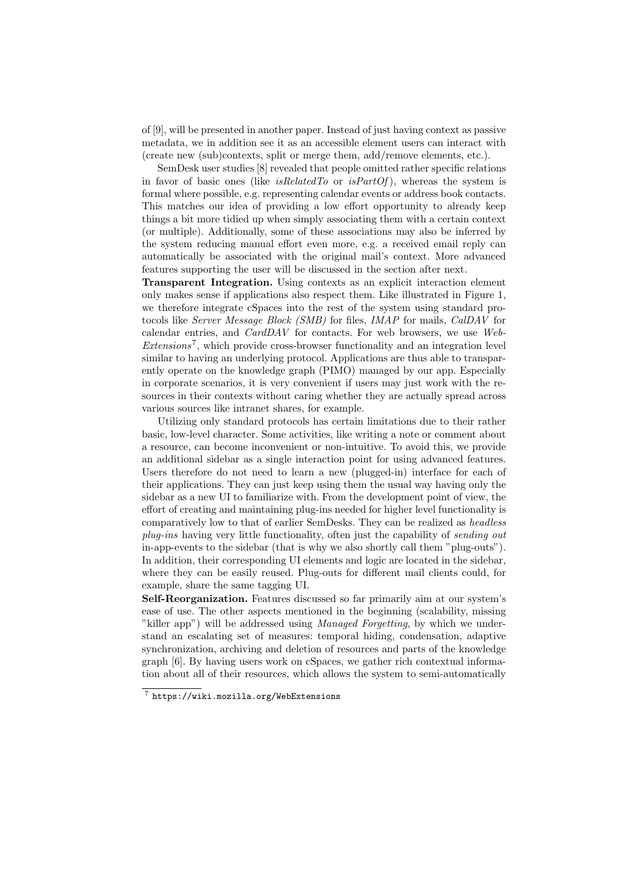of [9], will be presented in another paper. Instead of just having context as passive metadata, we in addition see it as an accessible element users can interact with (create new (sub)contexts, split or merge them, add/remove elements, etc.).

SemDesk user studies [8] revealed that people omitted rather specific relations in favor of basic ones (like *isRelatedTo* or *isPartOf*), whereas the system is formal where possible, e.g. representing calendar events or address book contacts. This matches our idea of providing a low effort opportunity to already keep things a bit more tidied up when simply associating them with a certain context (or multiple). Additionally, some of these associations may also be inferred by the system reducing manual effort even more, e.g. a received email reply can automatically be associated with the original mail's context. More advanced features supporting the user will be discussed in the section after next.

**Transparent Integration.** Using contexts as an explicit interaction element only makes sense if applications also respect them. Like illustrated in Figure 1, we therefore integrate cSpaces into the rest of the system using standard protocols like *Server Message Block (SMB)* for files, *IMAP* for mails, *CalDAV* for calendar entries, and *CardDAV* for contacts. For web browsers, we use *WebExtensions*[7], which provide cross-browser functionality and an integration level similar to having an underlying protocol. Applications are thus able to transparently operate on the knowledge graph (PIMO) managed by our app. Especially in corporate scenarios, it is very convenient if users may just work with the resources in their contexts without caring whether they are actually spread across various sources like intranet shares, for example.

Utilizing only standard protocols has certain limitations due to their rather basic, low-level character. Some activities, like writing a note or comment about a resource, can become inconvenient or non-intuitive. To avoid this, we provide an additional sidebar as a single interaction point for using advanced features. Users therefore do not need to learn a new (plugged-in) interface for each of their applications. They can just keep using them the usual way having only the sidebar as a new UI to familiarize with. From the development point of view, the effort of creating and maintaining plug-ins needed for higher level functionality is comparatively low to that of earlier SemDesks. They can be realized as *headless plug-ins* having very little functionality, often just the capability of *sending out* in-app-events to the sidebar (that is why we also shortly call them "plug-outs"). In addition, their corresponding UI elements and logic are located in the sidebar, where they can be easily reused. Plug-outs for different mail clients could, for example, share the same tagging UI.

**Self-Reorganization.** Features discussed so far primarily aim at our system's ease of use. The other aspects mentioned in the beginning (scalability, missing "killer app") will be addressed using *Managed Forgetting*, by which we understand an escalating set of measures: temporal hiding, condensation, adaptive synchronization, archiving and deletion of resources and parts of the knowledge graph [6]. By having users work on cSpaces, we gather rich contextual information about all of their resources, which allows the system to semi-automatically

[7] `https://wiki.mozilla.org/WebExtensions`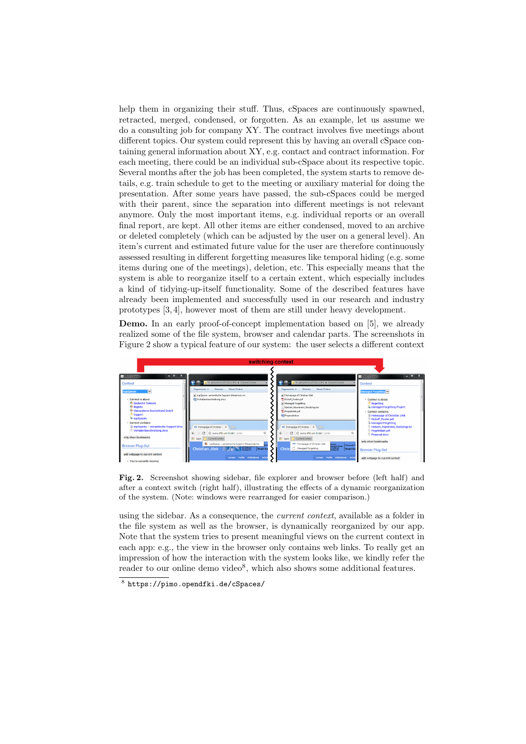help them in organizing their stuff. Thus, cSpaces are continuously spawned, retracted, merged, condensed, or forgotten. As an example, let us assume we do a consulting job for company XY. The contract involves five meetings about different topics. Our system could represent this by having an overall cSpace containing general information about XY, e.g. contact and contract information. For each meeting, there could be an individual sub-cSpace about its respective topic. Several months after the job has been completed, the system starts to remove details, e.g. train schedule to get to the meeting or auxiliary material for doing the presentation. After some years have passed, the sub-cSpaces could be merged with their parent, since the separation into different meetings is not relevant anymore. Only the most important items, e.g. individual reports or an overall final report, are kept. All other items are either condensed, moved to an archive or deleted completely (which can be adjusted by the user on a general level). An item's current and estimated future value for the user are therefore continuously assessed resulting in different forgetting measures like temporal hiding (e.g. some items during one of the meetings), deletion, etc. This especially means that the system is able to reorganize itself to a certain extent, which especially includes a kind of tidying-up-itself functionality. Some of the described features have already been implemented and successfully used in our research and industry prototypes [3,4], however most of them are still under heavy development.

**Demo.** In an early proof-of-concept implementation based on [5], we already realized some of the file system, browser and calendar parts. The screenshots in Figure 2 show a typical feature of our system: the user selects a different context

**Fig. 2.** Screenshot showing sidebar, file explorer and browser before (left half) and after a context switch (right half), illustrating the effects of a dynamic reorganization of the system. (Note: windows were rearranged for easier comparison.)

using the sidebar. As a consequence, the *current context*, available as a folder in the file system as well as the browser, is dynamically reorganized by our app. Note that the system tries to present meaningful views on the current context in each app: e.g., the view in the browser only contains web links. To really get an impression of how the interaction with the system looks like, we kindly refer the reader to our online demo video[8], which also shows some additional features.

[8] https://pimo.opendfki.de/cSpaces/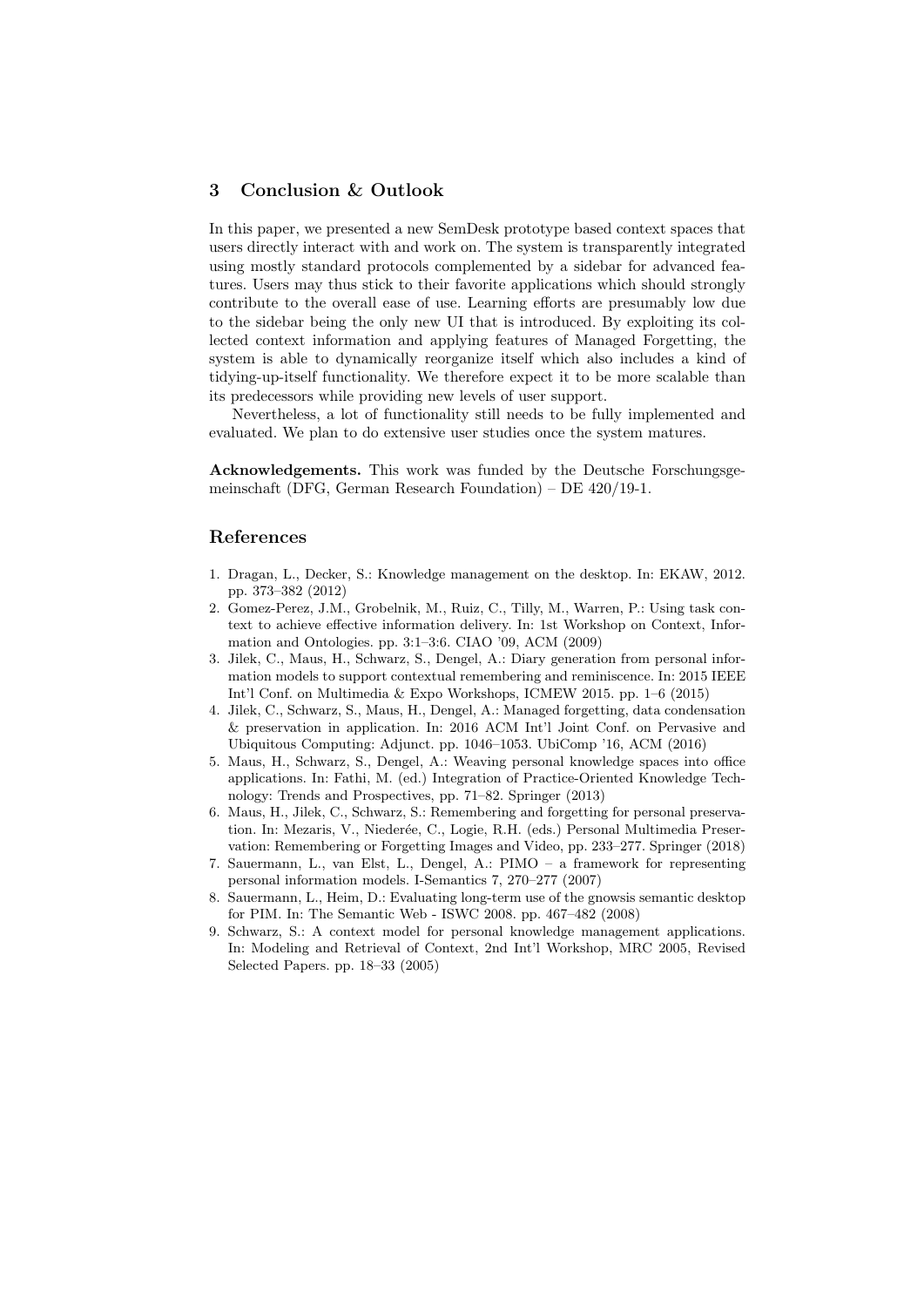## 3 Conclusion & Outlook

In this paper, we presented a new SemDesk prototype based context spaces that users directly interact with and work on. The system is transparently integrated using mostly standard protocols complemented by a sidebar for advanced features. Users may thus stick to their favorite applications which should strongly contribute to the overall ease of use. Learning efforts are presumably low due to the sidebar being the only new UI that is introduced. By exploiting its collected context information and applying features of Managed Forgetting, the system is able to dynamically reorganize itself which also includes a kind of tidying-up-itself functionality. We therefore expect it to be more scalable than its predecessors while providing new levels of user support.

Nevertheless, a lot of functionality still needs to be fully implemented and evaluated. We plan to do extensive user studies once the system matures.

**Acknowledgements.** This work was funded by the Deutsche Forschungsgemeinschaft (DFG, German Research Foundation) – DE 420/19-1.

## References

1. Dragan, L., Decker, S.: Knowledge management on the desktop. In: EKAW, 2012. pp. 373–382 (2012)
2. Gomez-Perez, J.M., Grobelnik, M., Ruiz, C., Tilly, M., Warren, P.: Using task context to achieve effective information delivery. In: 1st Workshop on Context, Information and Ontologies. pp. 3:1–3:6. CIAO '09, ACM (2009)
3. Jilek, C., Maus, H., Schwarz, S., Dengel, A.: Diary generation from personal information models to support contextual remembering and reminiscence. In: 2015 IEEE Int'l Conf. on Multimedia & Expo Workshops, ICMEW 2015. pp. 1–6 (2015)
4. Jilek, C., Schwarz, S., Maus, H., Dengel, A.: Managed forgetting, data condensation & preservation in application. In: 2016 ACM Int'l Joint Conf. on Pervasive and Ubiquitous Computing: Adjunct. pp. 1046–1053. UbiComp '16, ACM (2016)
5. Maus, H., Schwarz, S., Dengel, A.: Weaving personal knowledge spaces into office applications. In: Fathi, M. (ed.) Integration of Practice-Oriented Knowledge Technology: Trends and Prospectives, pp. 71–82. Springer (2013)
6. Maus, H., Jilek, C., Schwarz, S.: Remembering and forgetting for personal preservation. In: Mezaris, V., Niederée, C., Logie, R.H. (eds.) Personal Multimedia Preservation: Remembering or Forgetting Images and Video, pp. 233–277. Springer (2018)
7. Sauermann, L., van Elst, L., Dengel, A.: PIMO – a framework for representing personal information models. I-Semantics 7, 270–277 (2007)
8. Sauermann, L., Heim, D.: Evaluating long-term use of the gnowsis semantic desktop for PIM. In: The Semantic Web - ISWC 2008. pp. 467–482 (2008)
9. Schwarz, S.: A context model for personal knowledge management applications. In: Modeling and Retrieval of Context, 2nd Int'l Workshop, MRC 2005, Revised Selected Papers. pp. 18–33 (2005)